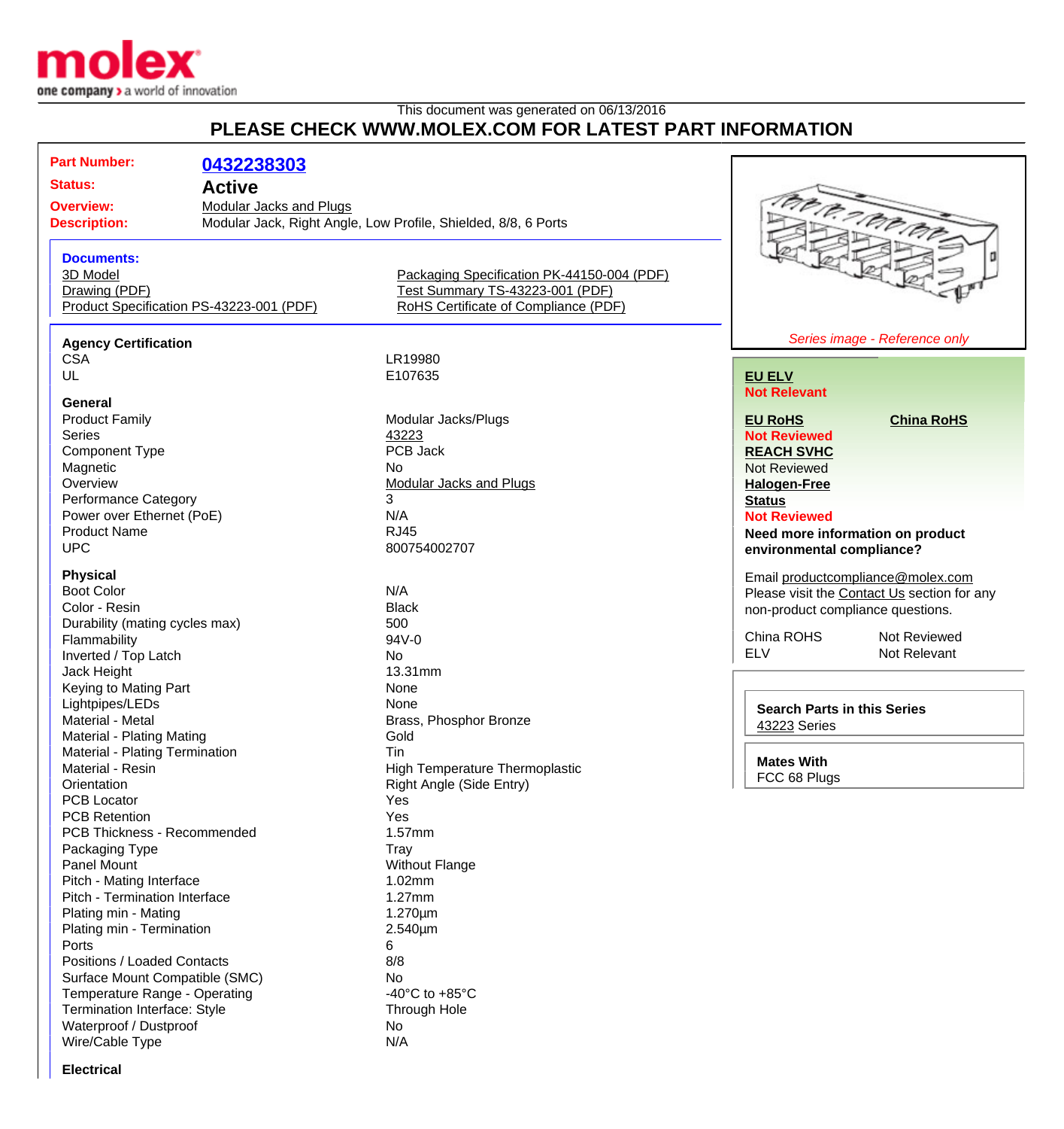This document was generated on 06/13/2016

# PLEASE CHECK WWW.MOLEX.COM FOR LATEST PART INFORMATION

**Part Number:** 0432238303

**Status:** **Active**

**Overview:** Modular Jacks and Plugs

**Description:** Modular Jack, Right Angle, Low Profile, Shielded, 8/8, 6 Ports

**Documents:**

- 3D Model
- Drawing (PDF)
- Product Specification PS-43223-001 (PDF)
- Packaging Specification PK-44150-004 (PDF)
- Test Summary TS-43223-001 (PDF)
- RoHS Certificate of Compliance (PDF)

*Series image - Reference only*

**Agency Certification**

| | |
|---|---|
| CSA | LR19980 |
| UL | E107635 |

**General**

| | |
|---|---|
| Product Family | Modular Jacks/Plugs |
| Series | 43223 |
| Component Type | PCB Jack |
| Magnetic | No |
| Overview | Modular Jacks and Plugs |
| Performance Category | 3 |
| Power over Ethernet (PoE) | N/A |
| Product Name | RJ45 |
| UPC | 800754002707 |

**Physical**

| | |
|---|---|
| Boot Color | N/A |
| Color - Resin | Black |
| Durability (mating cycles max) | 500 |
| Flammability | 94V-0 |
| Inverted / Top Latch | No |
| Jack Height | 13.31mm |
| Keying to Mating Part | None |
| Lightpipes/LEDs | None |
| Material - Metal | Brass, Phosphor Bronze |
| Material - Plating Mating | Gold |
| Material - Plating Termination | Tin |
| Material - Resin | High Temperature Thermoplastic |
| Orientation | Right Angle (Side Entry) |
| PCB Locator | Yes |
| PCB Retention | Yes |
| PCB Thickness - Recommended | 1.57mm |
| Packaging Type | Tray |
| Panel Mount | Without Flange |
| Pitch - Mating Interface | 1.02mm |
| Pitch - Termination Interface | 1.27mm |
| Plating min - Mating | 1.270µm |
| Plating min - Termination | 2.540µm |
| Ports | 6 |
| Positions / Loaded Contacts | 8/8 |
| Surface Mount Compatible (SMC) | No |
| Temperature Range - Operating | -40°C to +85°C |
| Termination Interface: Style | Through Hole |
| Waterproof / Dustproof | No |
| Wire/Cable Type | N/A |

**Electrical**

**EU ELV**
Not Relevant

**EU RoHS** — Not Reviewed

**China RoHS**

**REACH SVHC**
Not Reviewed

**Halogen-Free Status**
Not Reviewed

**Need more information on product environmental compliance?**

Email productcompliance@molex.com
Please visit the Contact Us section for any non-product compliance questions.

| | |
|---|---|
| China ROHS | Not Reviewed |
| ELV | Not Relevant |

**Search Parts in this Series**
43223 Series

**Mates With**
FCC 68 Plugs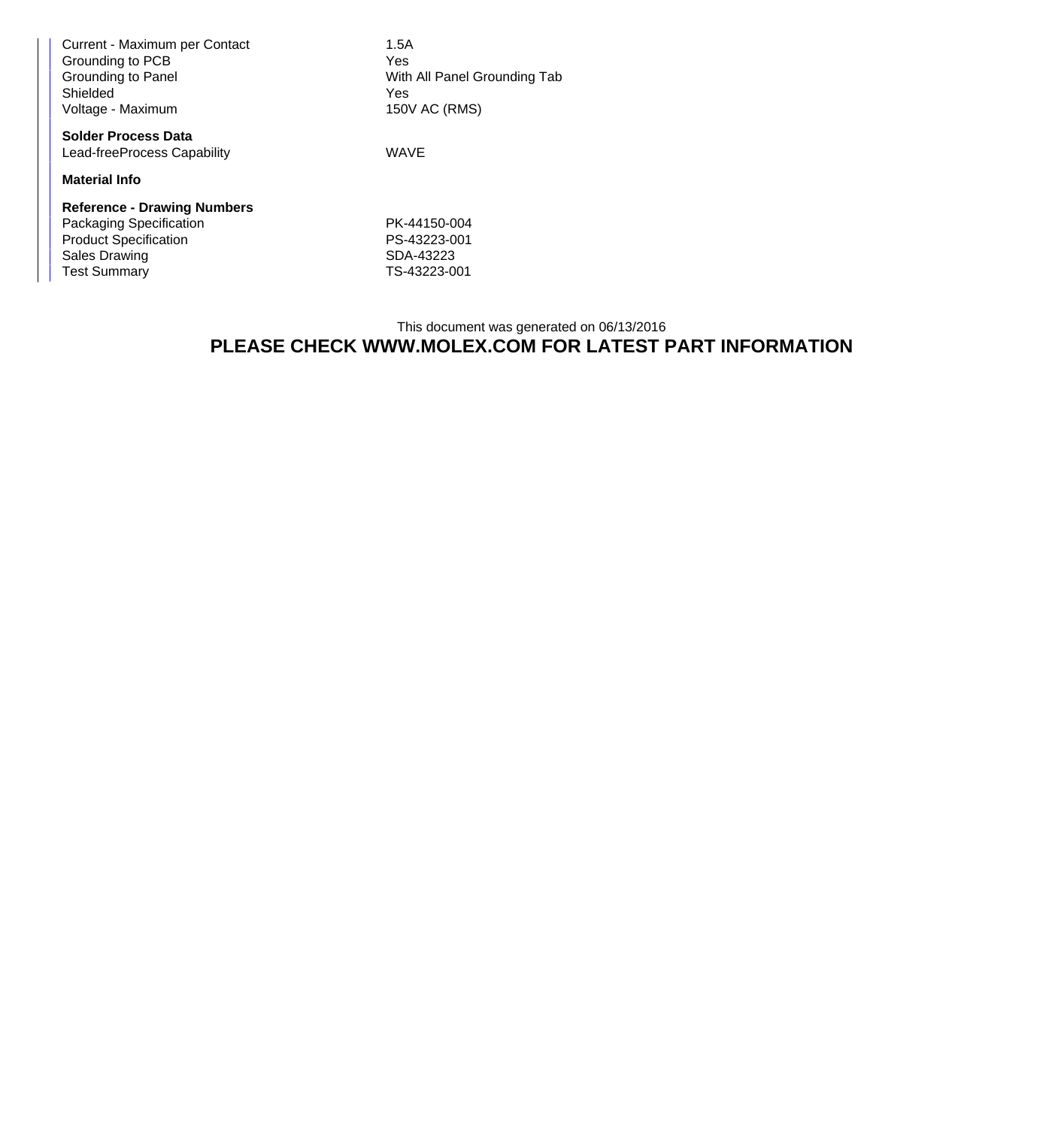| | |
|---|---|
| Current - Maximum per Contact | 1.5A |
| Grounding to PCB | Yes |
| Grounding to Panel | With All Panel Grounding Tab |
| Shielded | Yes |
| Voltage - Maximum | 150V AC (RMS) |

**Solder Process Data**

| | |
|---|---|
| Lead-freeProcess Capability | WAVE |

**Material Info**

**Reference - Drawing Numbers**

| | |
|---|---|
| Packaging Specification | PK-44150-004 |
| Product Specification | PS-43223-001 |
| Sales Drawing | SDA-43223 |
| Test Summary | TS-43223-001 |

This document was generated on 06/13/2016

**PLEASE CHECK WWW.MOLEX.COM FOR LATEST PART INFORMATION**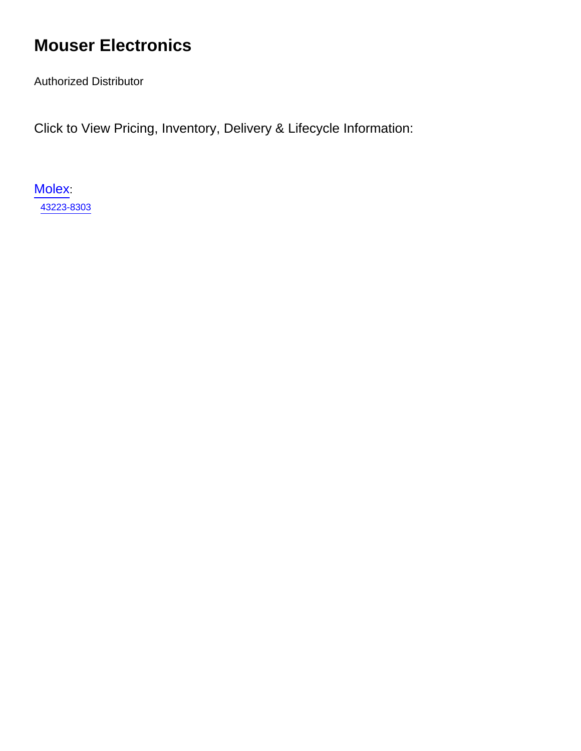# Mouser Electronics

Authorized Distributor

Click to View Pricing, Inventory, Delivery & Lifecycle Information:

Molex:

43223-8303